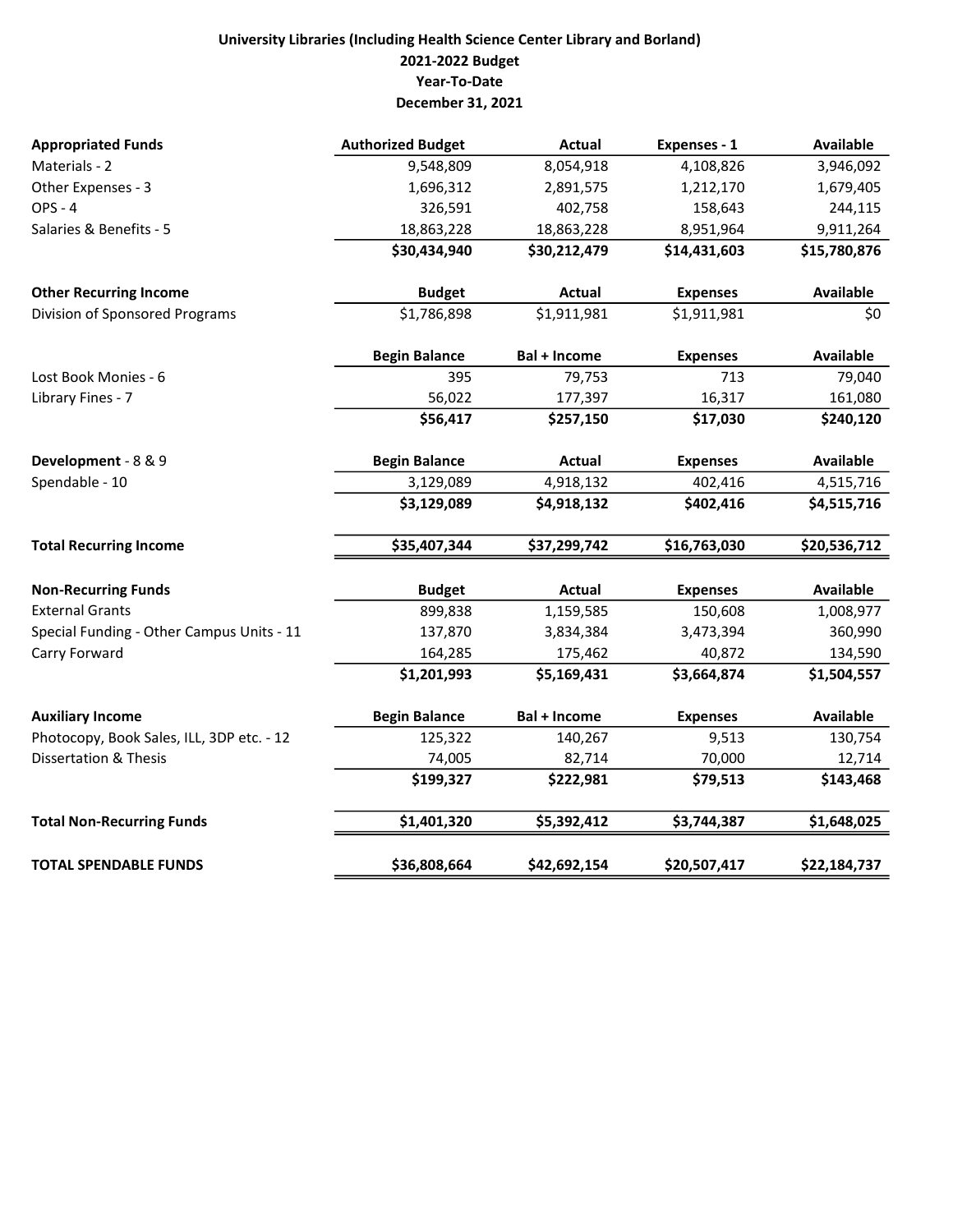**University Libraries (Including Health Science Center Library and Borland)**
**2021-2022 Budget**
**Year-To-Date**
**December 31, 2021**

| **Appropriated Funds** | **Authorized Budget** | **Actual** | **Expenses - 1** | **Available** |
|---|---|---|---|---|
| Materials - 2 | 9,548,809 | 8,054,918 | 4,108,826 | 3,946,092 |
| Other Expenses - 3 | 1,696,312 | 2,891,575 | 1,212,170 | 1,679,405 |
| OPS - 4 | 326,591 | 402,758 | 158,643 | 244,115 |
| Salaries & Benefits - 5 | 18,863,228 | 18,863,228 | 8,951,964 | 9,911,264 |
| | **$30,434,940** | **$30,212,479** | **$14,431,603** | **$15,780,876** |
| | | | | |
| **Other Recurring Income** | **Budget** | **Actual** | **Expenses** | **Available** |
| Division of Sponsored Programs | $1,786,898 | $1,911,981 | $1,911,981 | $0 |
| | | | | |
| | **Begin Balance** | **Bal + Income** | **Expenses** | **Available** |
| Lost Book Monies - 6 | 395 | 79,753 | 713 | 79,040 |
| Library Fines - 7 | 56,022 | 177,397 | 16,317 | 161,080 |
| | **$56,417** | **$257,150** | **$17,030** | **$240,120** |
| | | | | |
| **Development** - 8 & 9 | **Begin Balance** | **Actual** | **Expenses** | **Available** |
| Spendable - 10 | 3,129,089 | 4,918,132 | 402,416 | 4,515,716 |
| | **$3,129,089** | **$4,918,132** | **$402,416** | **$4,515,716** |
| | | | | |
| **Total Recurring Income** | **$35,407,344** | **$37,299,742** | **$16,763,030** | **$20,536,712** |
| | | | | |
| **Non-Recurring Funds** | **Budget** | **Actual** | **Expenses** | **Available** |
| External Grants | 899,838 | 1,159,585 | 150,608 | 1,008,977 |
| Special Funding - Other Campus Units - 11 | 137,870 | 3,834,384 | 3,473,394 | 360,990 |
| Carry Forward | 164,285 | 175,462 | 40,872 | 134,590 |
| | **$1,201,993** | **$5,169,431** | **$3,664,874** | **$1,504,557** |
| | | | | |
| **Auxiliary Income** | **Begin Balance** | **Bal + Income** | **Expenses** | **Available** |
| Photocopy, Book Sales, ILL, 3DP etc. - 12 | 125,322 | 140,267 | 9,513 | 130,754 |
| Dissertation & Thesis | 74,005 | 82,714 | 70,000 | 12,714 |
| | **$199,327** | **$222,981** | **$79,513** | **$143,468** |
| | | | | |
| **Total Non-Recurring Funds** | **$1,401,320** | **$5,392,412** | **$3,744,387** | **$1,648,025** |
| | | | | |
| **TOTAL SPENDABLE FUNDS** | **$36,808,664** | **$42,692,154** | **$20,507,417** | **$22,184,737** |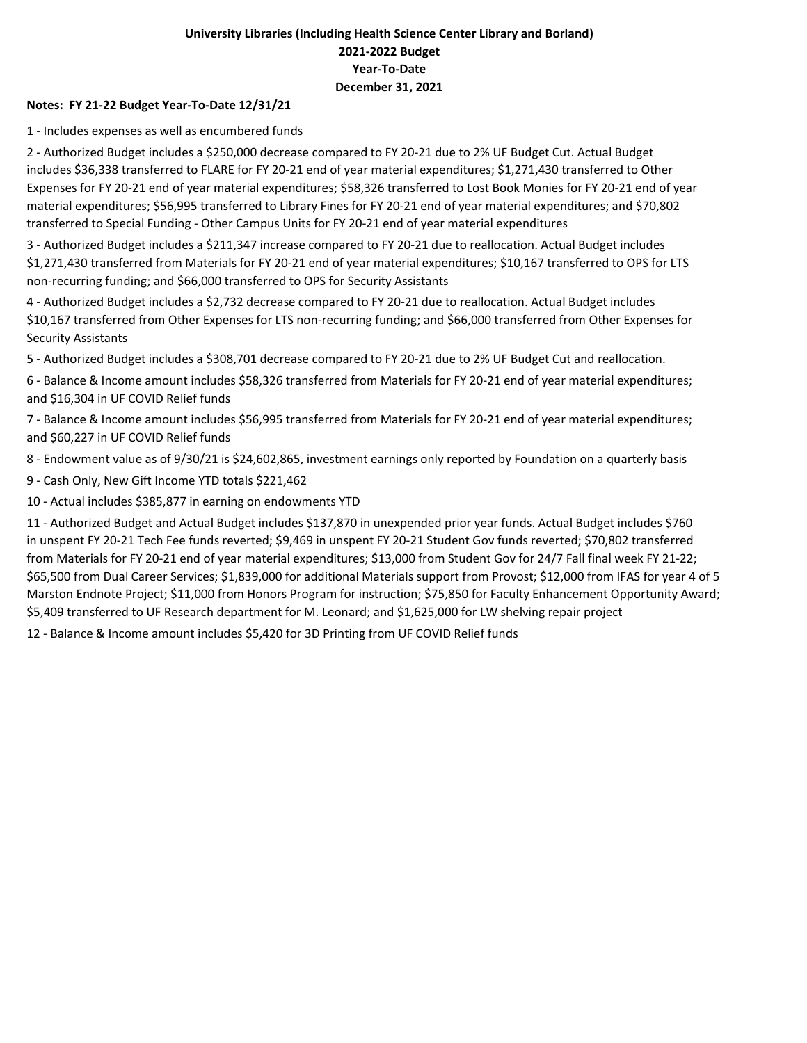**University Libraries (Including Health Science Center Library and Borland)**
**2021-2022 Budget**
**Year-To-Date**
**December 31, 2021**

**Notes: FY 21-22 Budget Year-To-Date 12/31/21**

1 - Includes expenses as well as encumbered funds

2 - Authorized Budget includes a $250,000 decrease compared to FY 20-21 due to 2% UF Budget Cut. Actual Budget includes $36,338 transferred to FLARE for FY 20-21 end of year material expenditures; $1,271,430 transferred to Other Expenses for FY 20-21 end of year material expenditures; $58,326 transferred to Lost Book Monies for FY 20-21 end of year material expenditures; $56,995 transferred to Library Fines for FY 20-21 end of year material expenditures; and $70,802 transferred to Special Funding - Other Campus Units for FY 20-21 end of year material expenditures

3 - Authorized Budget includes a $211,347 increase compared to FY 20-21 due to reallocation. Actual Budget includes $1,271,430 transferred from Materials for FY 20-21 end of year material expenditures; $10,167 transferred to OPS for LTS non-recurring funding; and $66,000 transferred to OPS for Security Assistants

4 - Authorized Budget includes a $2,732 decrease compared to FY 20-21 due to reallocation. Actual Budget includes $10,167 transferred from Other Expenses for LTS non-recurring funding; and $66,000 transferred from Other Expenses for Security Assistants

5 - Authorized Budget includes a $308,701 decrease compared to FY 20-21 due to 2% UF Budget Cut and reallocation.

6 - Balance & Income amount includes $58,326 transferred from Materials for FY 20-21 end of year material expenditures; and $16,304 in UF COVID Relief funds

7 - Balance & Income amount includes $56,995 transferred from Materials for FY 20-21 end of year material expenditures; and $60,227 in UF COVID Relief funds

8 - Endowment value as of 9/30/21 is $24,602,865, investment earnings only reported by Foundation on a quarterly basis

9 - Cash Only, New Gift Income YTD totals $221,462

10 - Actual includes $385,877 in earning on endowments YTD

11 - Authorized Budget and Actual Budget includes $137,870 in unexpended prior year funds. Actual Budget includes $760 in unspent FY 20-21 Tech Fee funds reverted; $9,469 in unspent FY 20-21 Student Gov funds reverted; $70,802 transferred from Materials for FY 20-21 end of year material expenditures; $13,000 from Student Gov for 24/7 Fall final week FY 21-22; $65,500 from Dual Career Services; $1,839,000 for additional Materials support from Provost; $12,000 from IFAS for year 4 of 5 Marston Endnote Project; $11,000 from Honors Program for instruction; $75,850 for Faculty Enhancement Opportunity Award; $5,409 transferred to UF Research department for M. Leonard; and $1,625,000 for LW shelving repair project

12 - Balance & Income amount includes $5,420 for 3D Printing from UF COVID Relief funds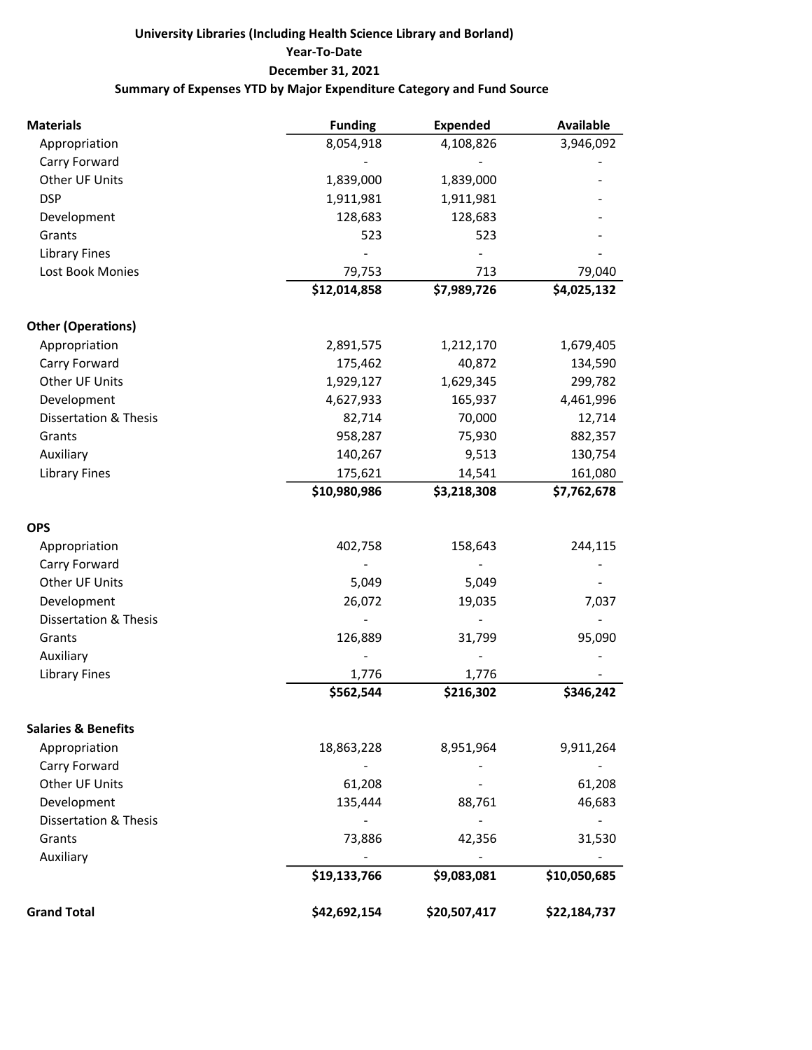**University Libraries (Including Health Science Library and Borland)**

**Year-To-Date**

**December 31, 2021**

**Summary of Expenses YTD by Major Expenditure Category and Fund Source**

| | Funding | Expended | Available |
|---|---|---|---|
| **Materials** | | | |
| Appropriation | 8,054,918 | 4,108,826 | 3,946,092 |
| Carry Forward | - | - | - |
| Other UF Units | 1,839,000 | 1,839,000 | - |
| DSP | 1,911,981 | 1,911,981 | - |
| Development | 128,683 | 128,683 | - |
| Grants | 523 | 523 | - |
| Library Fines | - | - | - |
| Lost Book Monies | 79,753 | 713 | 79,040 |
| | **$12,014,858** | **$7,989,726** | **$4,025,132** |
| **Other (Operations)** | | | |
| Appropriation | 2,891,575 | 1,212,170 | 1,679,405 |
| Carry Forward | 175,462 | 40,872 | 134,590 |
| Other UF Units | 1,929,127 | 1,629,345 | 299,782 |
| Development | 4,627,933 | 165,937 | 4,461,996 |
| Dissertation & Thesis | 82,714 | 70,000 | 12,714 |
| Grants | 958,287 | 75,930 | 882,357 |
| Auxiliary | 140,267 | 9,513 | 130,754 |
| Library Fines | 175,621 | 14,541 | 161,080 |
| | **$10,980,986** | **$3,218,308** | **$7,762,678** |
| **OPS** | | | |
| Appropriation | 402,758 | 158,643 | 244,115 |
| Carry Forward | - | - | - |
| Other UF Units | 5,049 | 5,049 | - |
| Development | 26,072 | 19,035 | 7,037 |
| Dissertation & Thesis | - | - | - |
| Grants | 126,889 | 31,799 | 95,090 |
| Auxiliary | - | - | - |
| Library Fines | 1,776 | 1,776 | - |
| | **$562,544** | **$216,302** | **$346,242** |
| **Salaries & Benefits** | | | |
| Appropriation | 18,863,228 | 8,951,964 | 9,911,264 |
| Carry Forward | - | - | - |
| Other UF Units | 61,208 | - | 61,208 |
| Development | 135,444 | 88,761 | 46,683 |
| Dissertation & Thesis | - | - | - |
| Grants | 73,886 | 42,356 | 31,530 |
| Auxiliary | - | - | - |
| | **$19,133,766** | **$9,083,081** | **$10,050,685** |
| **Grand Total** | **$42,692,154** | **$20,507,417** | **$22,184,737** |